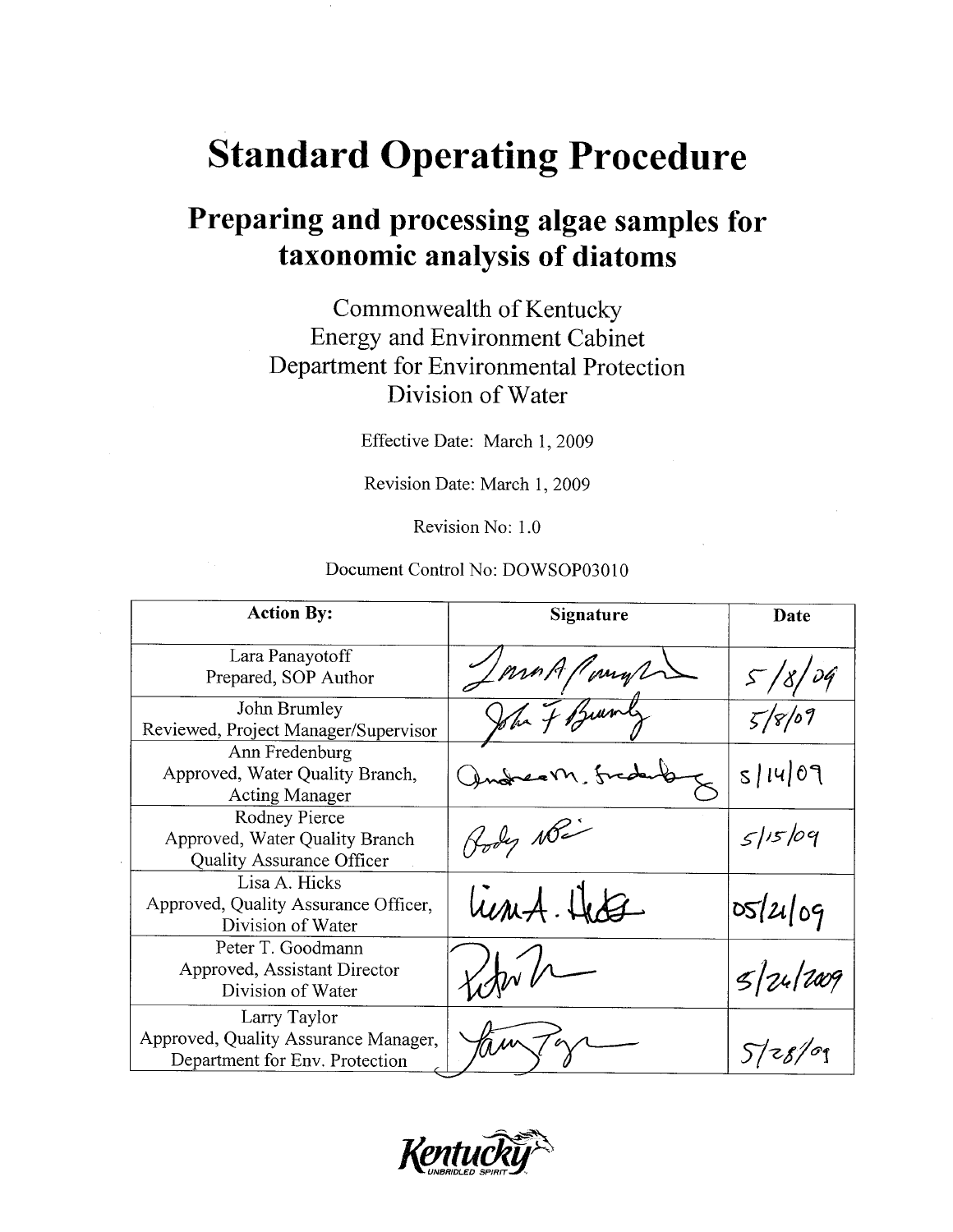# Standard Operating Procedure

## Preparing and processing algae samples for taxonomic analysis of diatoms

Commonwealth of Kentucky
Energy and Environment Cabinet
Department for Environmental Protection
Division of Water

Effective Date: March 1, 2009

Revision Date: March 1, 2009

Revision No: 1.0

Document Control No: DOWSOP03010

| Action By: | Signature | Date |
|---|---|---|
| Lara Panayotoff<br>Prepared, SOP Author | [signature] | 5/8/09 |
| John Brumley<br>Reviewed, Project Manager/Supervisor | [signature] | 5/8/09 |
| Ann Fredenburg<br>Approved, Water Quality Branch, Acting Manager | [signature] | 5/14/09 |
| Rodney Pierce<br>Approved, Water Quality Branch Quality Assurance Officer | [signature] | 5/15/09 |
| Lisa A. Hicks<br>Approved, Quality Assurance Officer, Division of Water | [signature] | 05/21/09 |
| Peter T. Goodmann<br>Approved, Assistant Director Division of Water | [signature] | 5/26/2009 |
| Larry Taylor<br>Approved, Quality Assurance Manager, Department for Env. Protection | [signature] | 5/28/09 |

Kentucky UNBRIDLED SPIRIT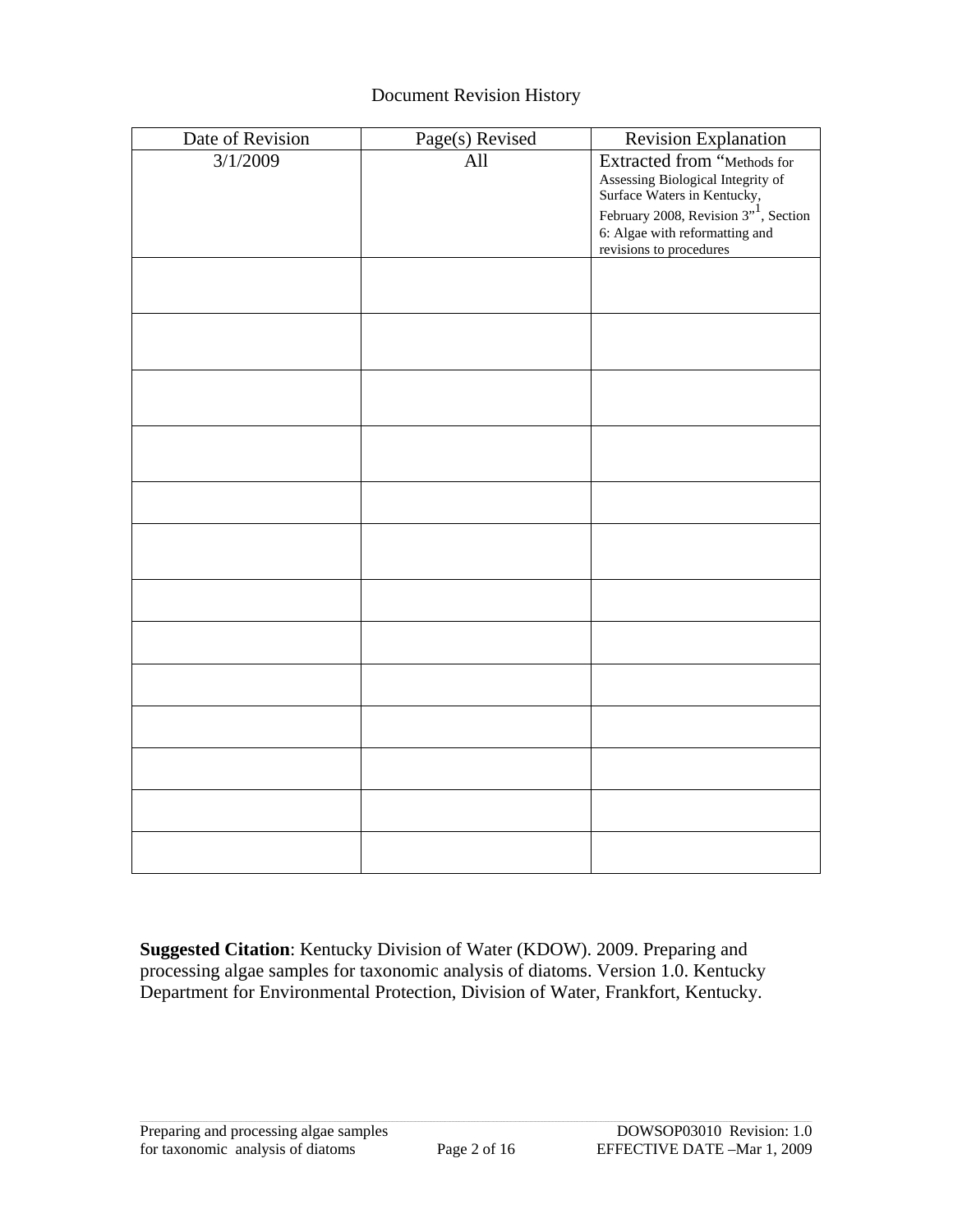Document Revision History

| Date of Revision | Page(s) Revised | Revision Explanation |
|---|---|---|
| 3/1/2009 | All | Extracted from "Methods for Assessing Biological Integrity of Surface Waters in Kentucky, February 2008, Revision 3"[1], Section 6: Algae with reformatting and revisions to procedures |
| | | |
| | | |
| | | |
| | | |
| | | |
| | | |
| | | |
| | | |
| | | |
| | | |
| | | |
| | | |
| | | |

**Suggested Citation**: Kentucky Division of Water (KDOW). 2009. Preparing and processing algae samples for taxonomic analysis of diatoms. Version 1.0. Kentucky Department for Environmental Protection, Division of Water, Frankfort, Kentucky.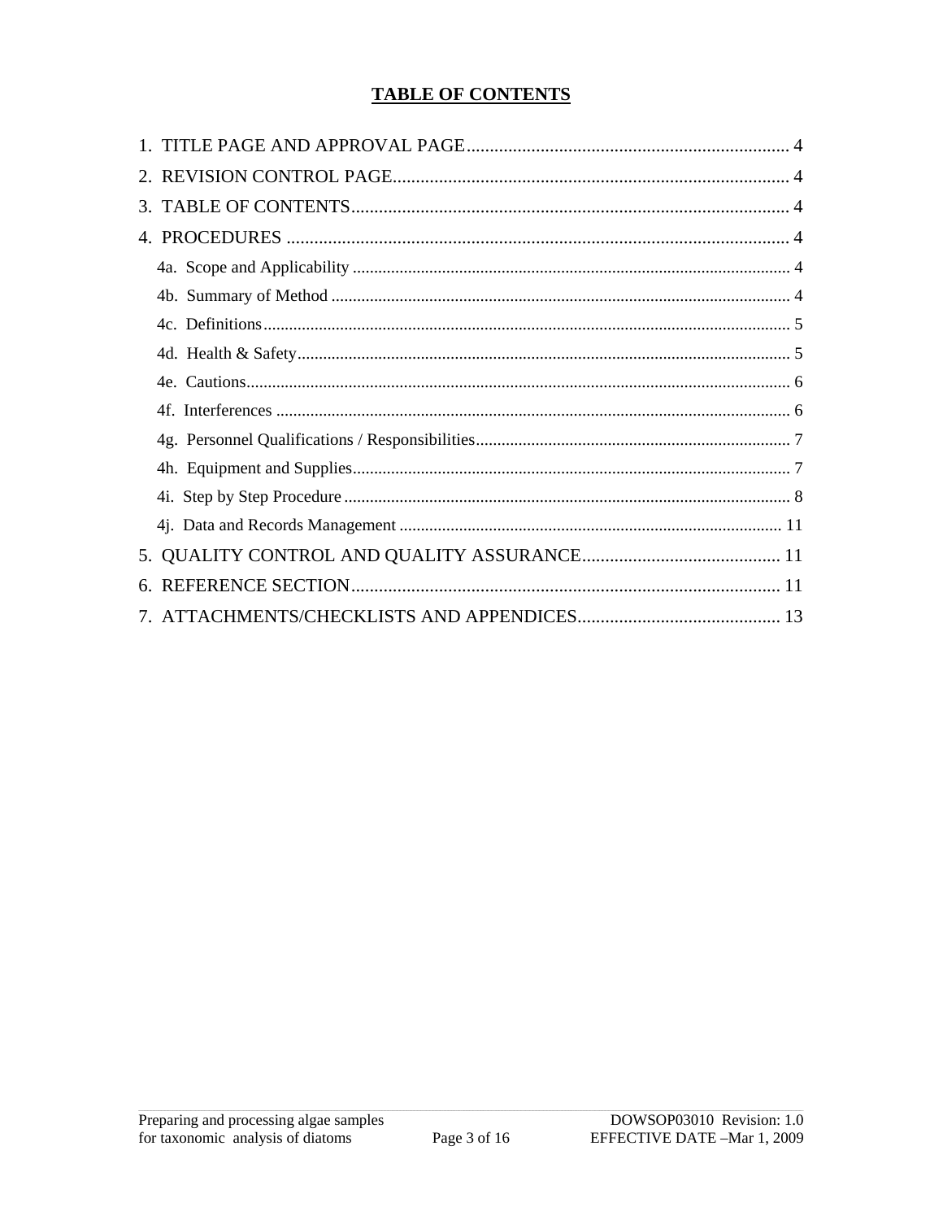# TABLE OF CONTENTS

1. TITLE PAGE AND APPROVAL PAGE ..... 4
2. REVISION CONTROL PAGE ..... 4
3. TABLE OF CONTENTS ..... 4
4. PROCEDURES ..... 4
   - 4a. Scope and Applicability ..... 4
   - 4b. Summary of Method ..... 4
   - 4c. Definitions ..... 5
   - 4d. Health & Safety ..... 5
   - 4e. Cautions ..... 6
   - 4f. Interferences ..... 6
   - 4g. Personnel Qualifications / Responsibilities ..... 7
   - 4h. Equipment and Supplies ..... 7
   - 4i. Step by Step Procedure ..... 8
   - 4j. Data and Records Management ..... 11
5. QUALITY CONTROL AND QUALITY ASSURANCE ..... 11
6. REFERENCE SECTION ..... 11
7. ATTACHMENTS/CHECKLISTS AND APPENDICES ..... 13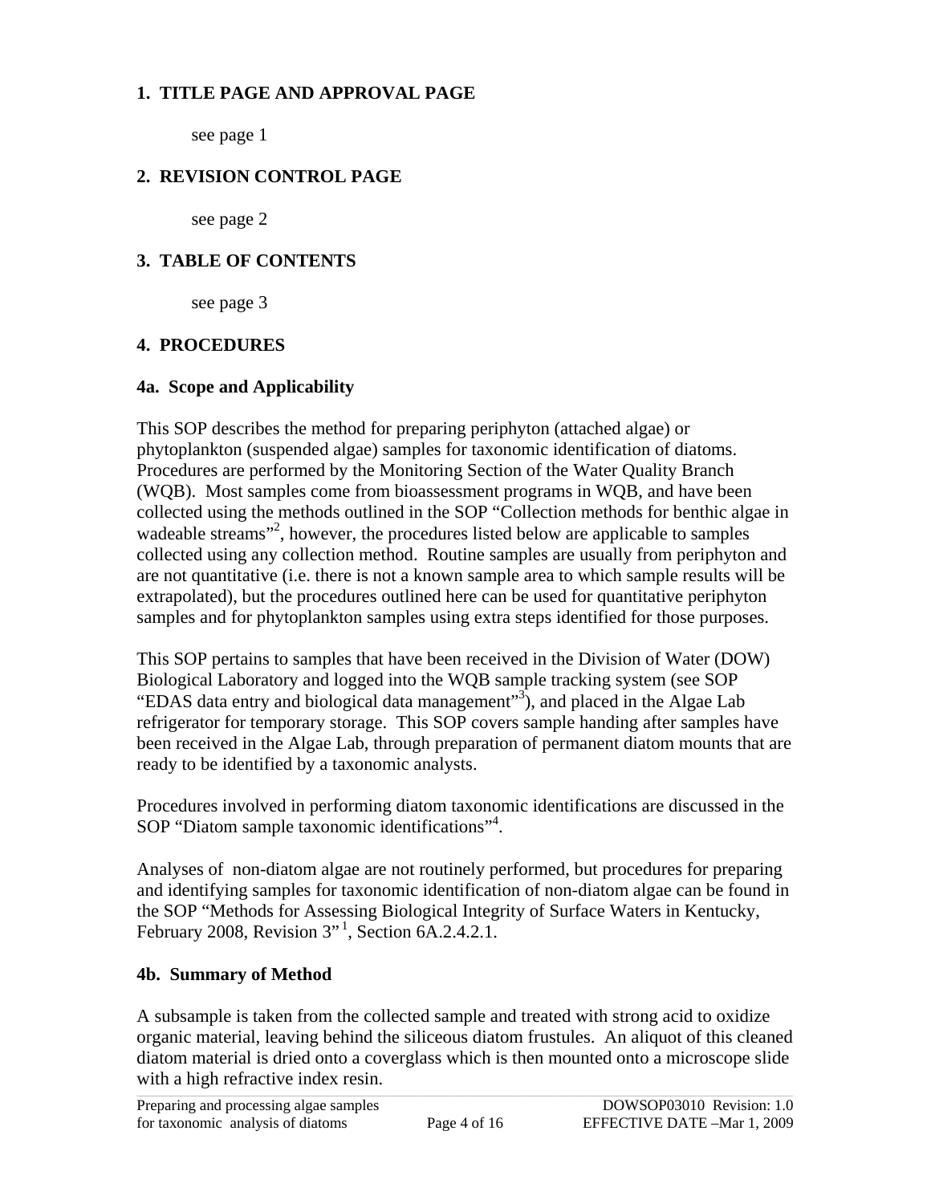## 1. TITLE PAGE AND APPROVAL PAGE

see page 1

## 2. REVISION CONTROL PAGE

see page 2

## 3. TABLE OF CONTENTS

see page 3

## 4. PROCEDURES

### 4a. Scope and Applicability

This SOP describes the method for preparing periphyton (attached algae) or phytoplankton (suspended algae) samples for taxonomic identification of diatoms. Procedures are performed by the Monitoring Section of the Water Quality Branch (WQB). Most samples come from bioassessment programs in WQB, and have been collected using the methods outlined in the SOP "Collection methods for benthic algae in wadeable streams"[2], however, the procedures listed below are applicable to samples collected using any collection method. Routine samples are usually from periphyton and are not quantitative (i.e. there is not a known sample area to which sample results will be extrapolated), but the procedures outlined here can be used for quantitative periphyton samples and for phytoplankton samples using extra steps identified for those purposes.

This SOP pertains to samples that have been received in the Division of Water (DOW) Biological Laboratory and logged into the WQB sample tracking system (see SOP "EDAS data entry and biological data management"[3]), and placed in the Algae Lab refrigerator for temporary storage. This SOP covers sample handing after samples have been received in the Algae Lab, through preparation of permanent diatom mounts that are ready to be identified by a taxonomic analysts.

Procedures involved in performing diatom taxonomic identifications are discussed in the SOP "Diatom sample taxonomic identifications"[4].

Analyses of non-diatom algae are not routinely performed, but procedures for preparing and identifying samples for taxonomic identification of non-diatom algae can be found in the SOP "Methods for Assessing Biological Integrity of Surface Waters in Kentucky, February 2008, Revision 3"[1], Section 6A.2.4.2.1.

### 4b. Summary of Method

A subsample is taken from the collected sample and treated with strong acid to oxidize organic material, leaving behind the siliceous diatom frustules. An aliquot of this cleaned diatom material is dried onto a coverglass which is then mounted onto a microscope slide with a high refractive index resin.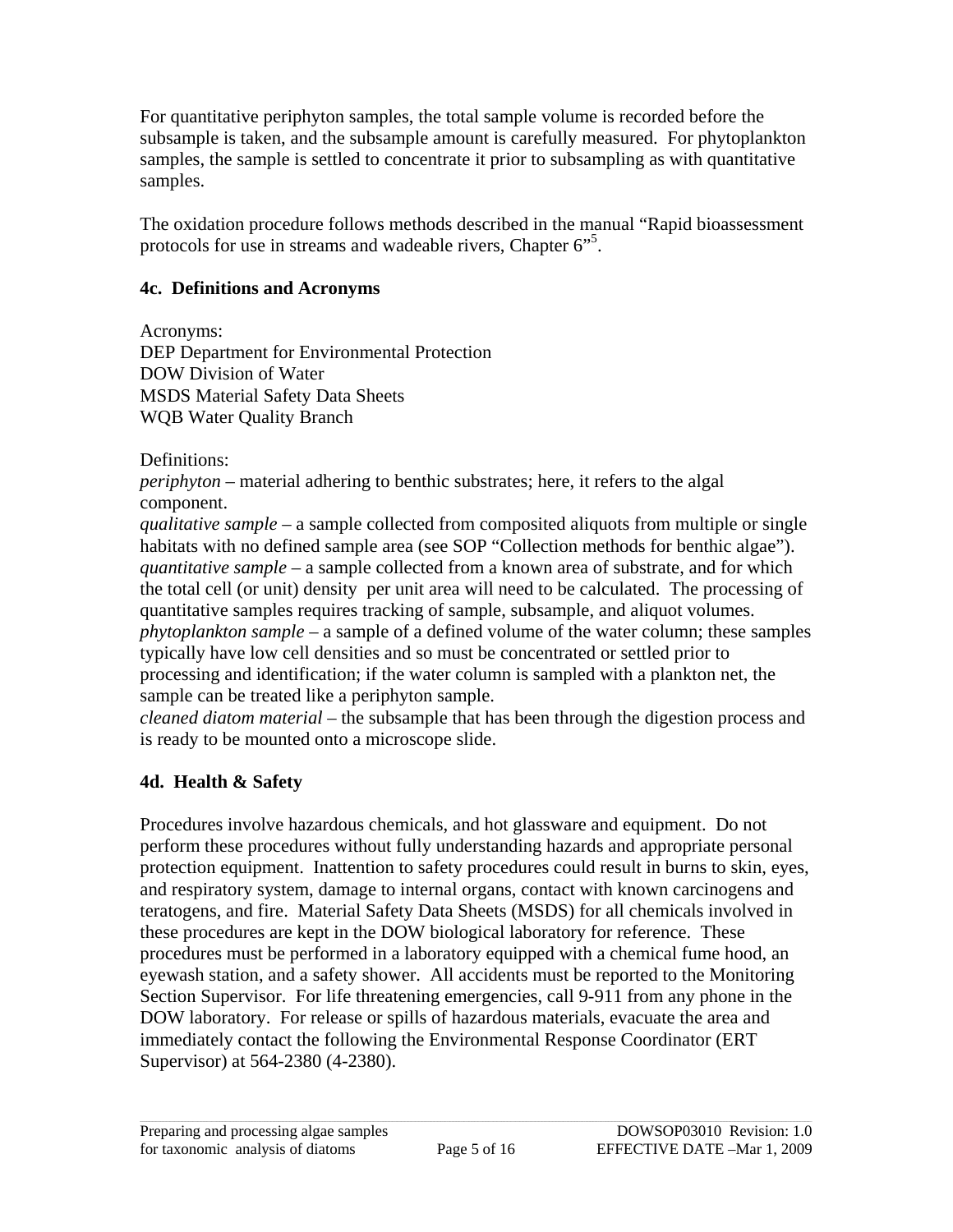For quantitative periphyton samples, the total sample volume is recorded before the subsample is taken, and the subsample amount is carefully measured. For phytoplankton samples, the sample is settled to concentrate it prior to subsampling as with quantitative samples.

The oxidation procedure follows methods described in the manual "Rapid bioassessment protocols for use in streams and wadeable rivers, Chapter 6"[5].

### 4c. Definitions and Acronyms

Acronyms:
DEP Department for Environmental Protection
DOW Division of Water
MSDS Material Safety Data Sheets
WQB Water Quality Branch

Definitions:
*periphyton* – material adhering to benthic substrates; here, it refers to the algal component.
*qualitative sample* – a sample collected from composited aliquots from multiple or single habitats with no defined sample area (see SOP "Collection methods for benthic algae").
*quantitative sample* – a sample collected from a known area of substrate, and for which the total cell (or unit) density per unit area will need to be calculated. The processing of quantitative samples requires tracking of sample, subsample, and aliquot volumes.
*phytoplankton sample* – a sample of a defined volume of the water column; these samples typically have low cell densities and so must be concentrated or settled prior to processing and identification; if the water column is sampled with a plankton net, the sample can be treated like a periphyton sample.
*cleaned diatom material* – the subsample that has been through the digestion process and is ready to be mounted onto a microscope slide.

### 4d. Health & Safety

Procedures involve hazardous chemicals, and hot glassware and equipment. Do not perform these procedures without fully understanding hazards and appropriate personal protection equipment. Inattention to safety procedures could result in burns to skin, eyes, and respiratory system, damage to internal organs, contact with known carcinogens and teratogens, and fire. Material Safety Data Sheets (MSDS) for all chemicals involved in these procedures are kept in the DOW biological laboratory for reference. These procedures must be performed in a laboratory equipped with a chemical fume hood, an eyewash station, and a safety shower. All accidents must be reported to the Monitoring Section Supervisor. For life threatening emergencies, call 9-911 from any phone in the DOW laboratory. For release or spills of hazardous materials, evacuate the area and immediately contact the following the Environmental Response Coordinator (ERT Supervisor) at 564-2380 (4-2380).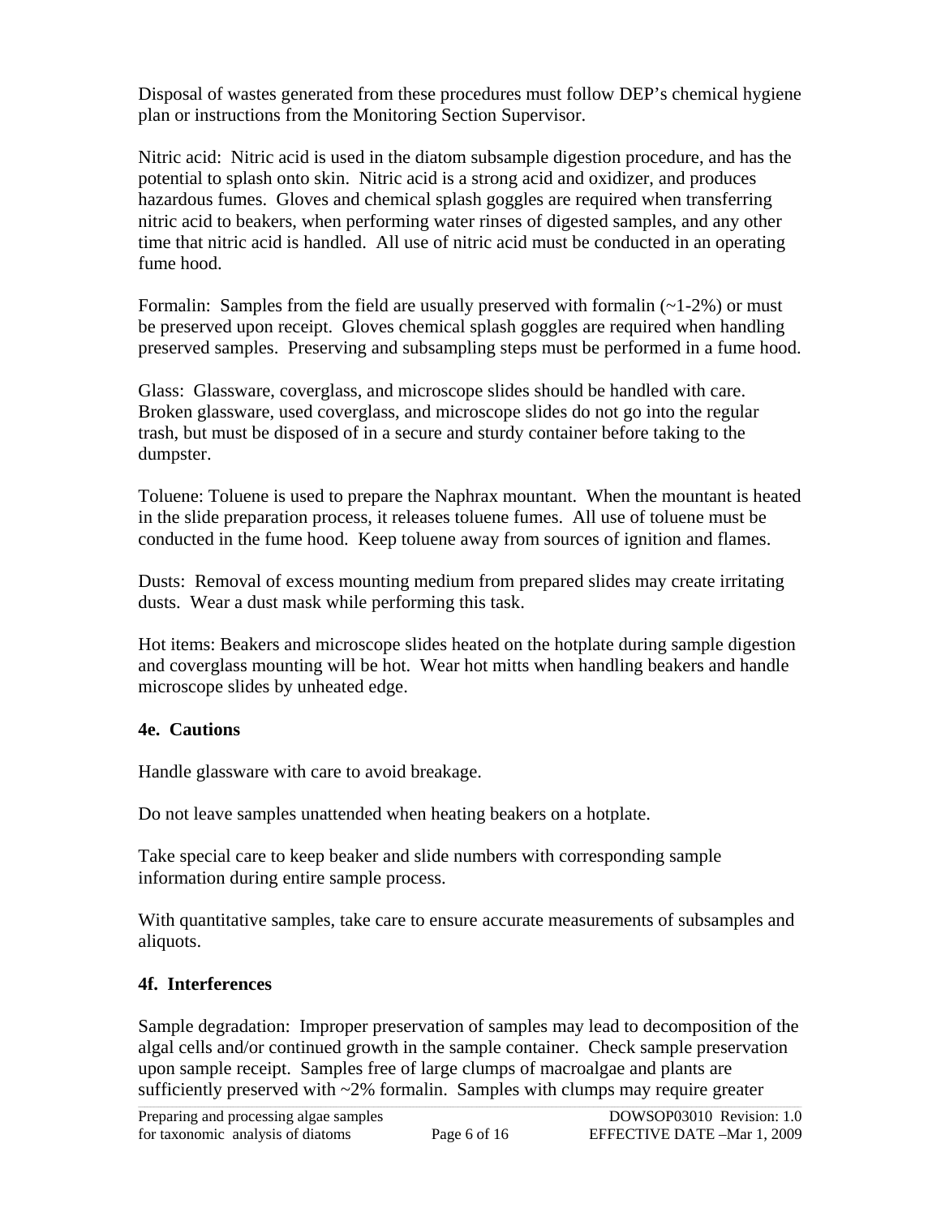Disposal of wastes generated from these procedures must follow DEP's chemical hygiene plan or instructions from the Monitoring Section Supervisor.

Nitric acid: Nitric acid is used in the diatom subsample digestion procedure, and has the potential to splash onto skin. Nitric acid is a strong acid and oxidizer, and produces hazardous fumes. Gloves and chemical splash goggles are required when transferring nitric acid to beakers, when performing water rinses of digested samples, and any other time that nitric acid is handled. All use of nitric acid must be conducted in an operating fume hood.

Formalin: Samples from the field are usually preserved with formalin (~1-2%) or must be preserved upon receipt. Gloves chemical splash goggles are required when handling preserved samples. Preserving and subsampling steps must be performed in a fume hood.

Glass: Glassware, coverglass, and microscope slides should be handled with care. Broken glassware, used coverglass, and microscope slides do not go into the regular trash, but must be disposed of in a secure and sturdy container before taking to the dumpster.

Toluene: Toluene is used to prepare the Naphrax mountant. When the mountant is heated in the slide preparation process, it releases toluene fumes. All use of toluene must be conducted in the fume hood. Keep toluene away from sources of ignition and flames.

Dusts: Removal of excess mounting medium from prepared slides may create irritating dusts. Wear a dust mask while performing this task.

Hot items: Beakers and microscope slides heated on the hotplate during sample digestion and coverglass mounting will be hot. Wear hot mitts when handling beakers and handle microscope slides by unheated edge.

### 4e. Cautions

Handle glassware with care to avoid breakage.

Do not leave samples unattended when heating beakers on a hotplate.

Take special care to keep beaker and slide numbers with corresponding sample information during entire sample process.

With quantitative samples, take care to ensure accurate measurements of subsamples and aliquots.

### 4f. Interferences

Sample degradation: Improper preservation of samples may lead to decomposition of the algal cells and/or continued growth in the sample container. Check sample preservation upon sample receipt. Samples free of large clumps of macroalgae and plants are sufficiently preserved with ~2% formalin. Samples with clumps may require greater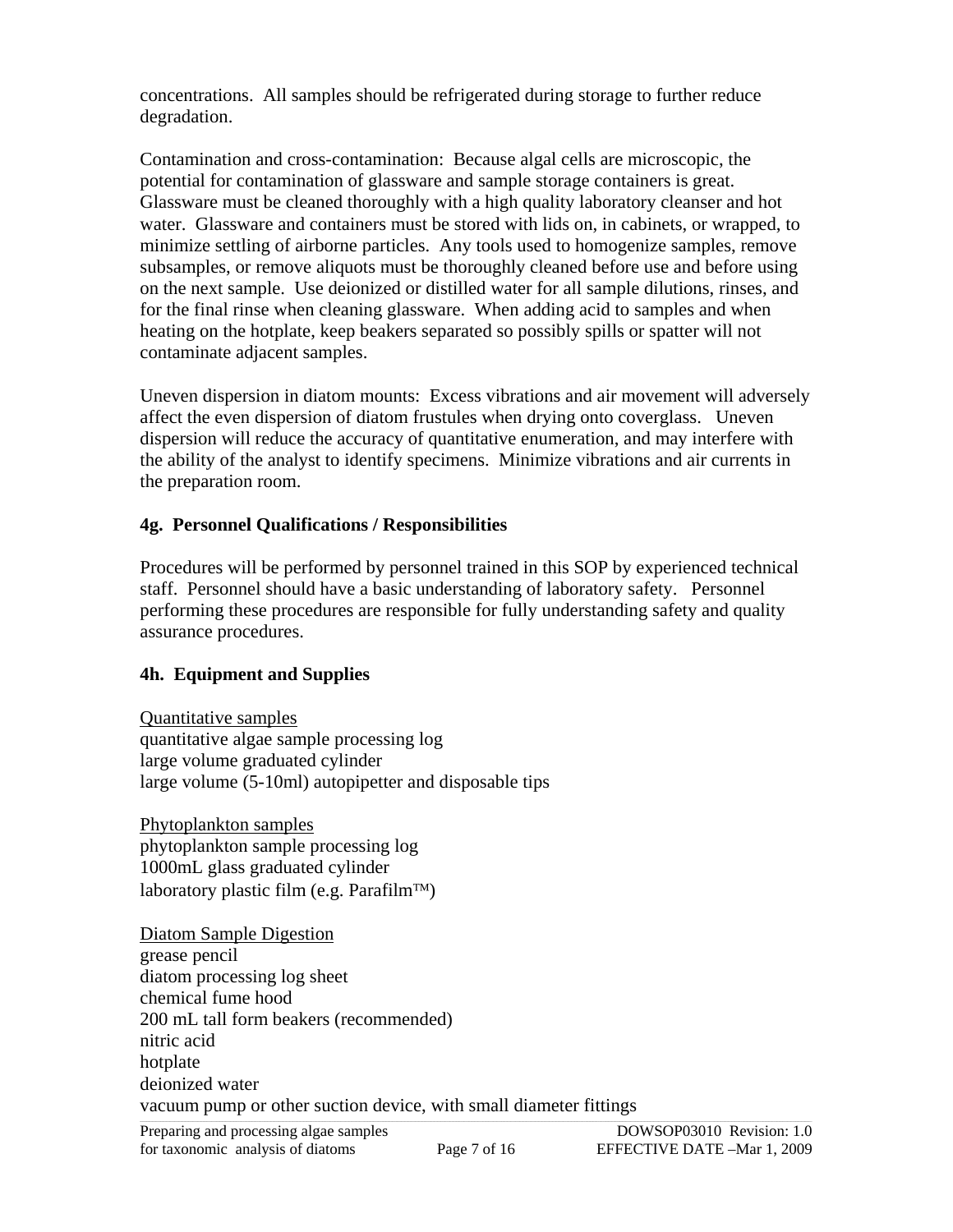concentrations. All samples should be refrigerated during storage to further reduce degradation.

Contamination and cross-contamination: Because algal cells are microscopic, the potential for contamination of glassware and sample storage containers is great. Glassware must be cleaned thoroughly with a high quality laboratory cleanser and hot water. Glassware and containers must be stored with lids on, in cabinets, or wrapped, to minimize settling of airborne particles. Any tools used to homogenize samples, remove subsamples, or remove aliquots must be thoroughly cleaned before use and before using on the next sample. Use deionized or distilled water for all sample dilutions, rinses, and for the final rinse when cleaning glassware. When adding acid to samples and when heating on the hotplate, keep beakers separated so possibly spills or spatter will not contaminate adjacent samples.

Uneven dispersion in diatom mounts: Excess vibrations and air movement will adversely affect the even dispersion of diatom frustules when drying onto coverglass. Uneven dispersion will reduce the accuracy of quantitative enumeration, and may interfere with the ability of the analyst to identify specimens. Minimize vibrations and air currents in the preparation room.

### 4g. Personnel Qualifications / Responsibilities

Procedures will be performed by personnel trained in this SOP by experienced technical staff. Personnel should have a basic understanding of laboratory safety. Personnel performing these procedures are responsible for fully understanding safety and quality assurance procedures.

### 4h. Equipment and Supplies

<u>Quantitative samples</u>
quantitative algae sample processing log
large volume graduated cylinder
large volume (5-10ml) autopipetter and disposable tips

<u>Phytoplankton samples</u>
phytoplankton sample processing log
1000mL glass graduated cylinder
laboratory plastic film (e.g. Parafilm™)

<u>Diatom Sample Digestion</u>
grease pencil
diatom processing log sheet
chemical fume hood
200 mL tall form beakers (recommended)
nitric acid
hotplate
deionized water
vacuum pump or other suction device, with small diameter fittings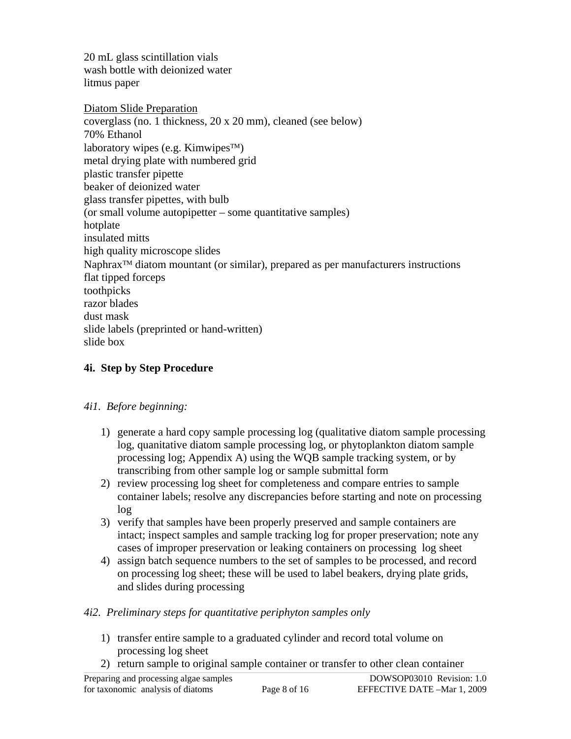20 mL glass scintillation vials
wash bottle with deionized water
litmus paper

Diatom Slide Preparation
coverglass (no. 1 thickness, 20 x 20 mm), cleaned (see below)
70% Ethanol
laboratory wipes (e.g. Kimwipes™)
metal drying plate with numbered grid
plastic transfer pipette
beaker of deionized water
glass transfer pipettes, with bulb
(or small volume autopipetter – some quantitative samples)
hotplate
insulated mitts
high quality microscope slides
Naphrax™ diatom mountant (or similar), prepared as per manufacturers instructions
flat tipped forceps
toothpicks
razor blades
dust mask
slide labels (preprinted or hand-written)
slide box

## 4i. Step by Step Procedure

*4i1. Before beginning:*

1) generate a hard copy sample processing log (qualitative diatom sample processing log, quanitative diatom sample processing log, or phytoplankton diatom sample processing log; Appendix A) using the WQB sample tracking system, or by transcribing from other sample log or sample submittal form
2) review processing log sheet for completeness and compare entries to sample container labels; resolve any discrepancies before starting and note on processing log
3) verify that samples have been properly preserved and sample containers are intact; inspect samples and sample tracking log for proper preservation; note any cases of improper preservation or leaking containers on processing log sheet
4) assign batch sequence numbers to the set of samples to be processed, and record on processing log sheet; these will be used to label beakers, drying plate grids, and slides during processing

*4i2. Preliminary steps for quantitative periphyton samples only*

1) transfer entire sample to a graduated cylinder and record total volume on processing log sheet
2) return sample to original sample container or transfer to other clean container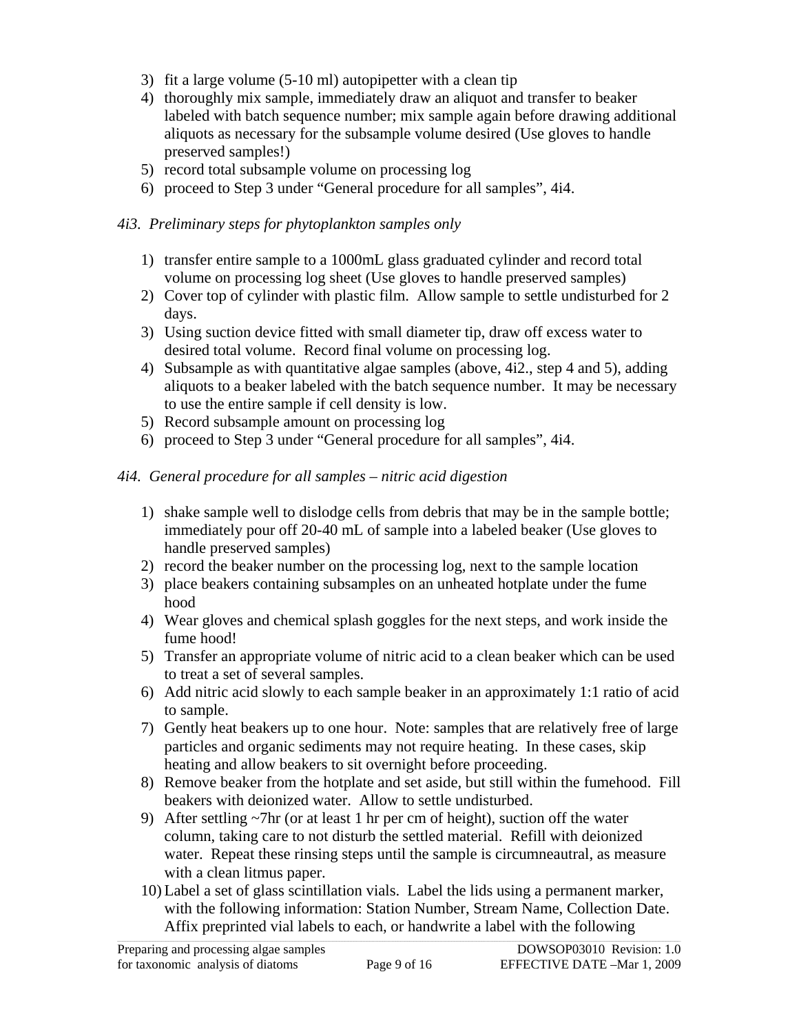3) fit a large volume (5-10 ml) autopipetter with a clean tip
4) thoroughly mix sample, immediately draw an aliquot and transfer to beaker labeled with batch sequence number; mix sample again before drawing additional aliquots as necessary for the subsample volume desired (Use gloves to handle preserved samples!)
5) record total subsample volume on processing log
6) proceed to Step 3 under "General procedure for all samples", 4i4.

*4i3. Preliminary steps for phytoplankton samples only*

1) transfer entire sample to a 1000mL glass graduated cylinder and record total volume on processing log sheet (Use gloves to handle preserved samples)
2) Cover top of cylinder with plastic film. Allow sample to settle undisturbed for 2 days.
3) Using suction device fitted with small diameter tip, draw off excess water to desired total volume. Record final volume on processing log.
4) Subsample as with quantitative algae samples (above, 4i2., step 4 and 5), adding aliquots to a beaker labeled with the batch sequence number. It may be necessary to use the entire sample if cell density is low.
5) Record subsample amount on processing log
6) proceed to Step 3 under "General procedure for all samples", 4i4.

*4i4. General procedure for all samples – nitric acid digestion*

1) shake sample well to dislodge cells from debris that may be in the sample bottle; immediately pour off 20-40 mL of sample into a labeled beaker (Use gloves to handle preserved samples)
2) record the beaker number on the processing log, next to the sample location
3) place beakers containing subsamples on an unheated hotplate under the fume hood
4) Wear gloves and chemical splash goggles for the next steps, and work inside the fume hood!
5) Transfer an appropriate volume of nitric acid to a clean beaker which can be used to treat a set of several samples.
6) Add nitric acid slowly to each sample beaker in an approximately 1:1 ratio of acid to sample.
7) Gently heat beakers up to one hour. Note: samples that are relatively free of large particles and organic sediments may not require heating. In these cases, skip heating and allow beakers to sit overnight before proceeding.
8) Remove beaker from the hotplate and set aside, but still within the fumehood. Fill beakers with deionized water. Allow to settle undisturbed.
9) After settling ~7hr (or at least 1 hr per cm of height), suction off the water column, taking care to not disturb the settled material. Refill with deionized water. Repeat these rinsing steps until the sample is circumneautral, as measure with a clean litmus paper.
10) Label a set of glass scintillation vials. Label the lids using a permanent marker, with the following information: Station Number, Stream Name, Collection Date. Affix preprinted vial labels to each, or handwrite a label with the following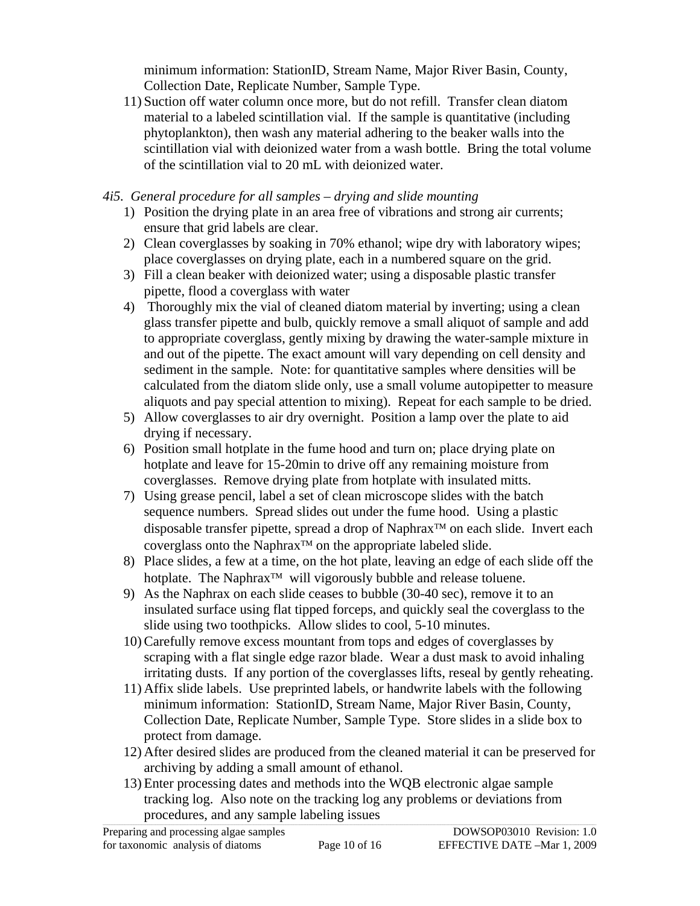minimum information: StationID, Stream Name, Major River Basin, County, Collection Date, Replicate Number, Sample Type.

11) Suction off water column once more, but do not refill. Transfer clean diatom material to a labeled scintillation vial. If the sample is quantitative (including phytoplankton), then wash any material adhering to the beaker walls into the scintillation vial with deionized water from a wash bottle. Bring the total volume of the scintillation vial to 20 mL with deionized water.

*4i5. General procedure for all samples – drying and slide mounting*

1) Position the drying plate in an area free of vibrations and strong air currents; ensure that grid labels are clear.
2) Clean coverglasses by soaking in 70% ethanol; wipe dry with laboratory wipes; place coverglasses on drying plate, each in a numbered square on the grid.
3) Fill a clean beaker with deionized water; using a disposable plastic transfer pipette, flood a coverglass with water
4) Thoroughly mix the vial of cleaned diatom material by inverting; using a clean glass transfer pipette and bulb, quickly remove a small aliquot of sample and add to appropriate coverglass, gently mixing by drawing the water-sample mixture in and out of the pipette. The exact amount will vary depending on cell density and sediment in the sample. Note: for quantitative samples where densities will be calculated from the diatom slide only, use a small volume autopipetter to measure aliquots and pay special attention to mixing). Repeat for each sample to be dried.
5) Allow coverglasses to air dry overnight. Position a lamp over the plate to aid drying if necessary.
6) Position small hotplate in the fume hood and turn on; place drying plate on hotplate and leave for 15-20min to drive off any remaining moisture from coverglasses. Remove drying plate from hotplate with insulated mitts.
7) Using grease pencil, label a set of clean microscope slides with the batch sequence numbers. Spread slides out under the fume hood. Using a plastic disposable transfer pipette, spread a drop of Naphrax™ on each slide. Invert each coverglass onto the Naphrax™ on the appropriate labeled slide.
8) Place slides, a few at a time, on the hot plate, leaving an edge of each slide off the hotplate. The Naphrax™ will vigorously bubble and release toluene.
9) As the Naphrax on each slide ceases to bubble (30-40 sec), remove it to an insulated surface using flat tipped forceps, and quickly seal the coverglass to the slide using two toothpicks. Allow slides to cool, 5-10 minutes.
10) Carefully remove excess mountant from tops and edges of coverglasses by scraping with a flat single edge razor blade. Wear a dust mask to avoid inhaling irritating dusts. If any portion of the coverglasses lifts, reseal by gently reheating.
11) Affix slide labels. Use preprinted labels, or handwrite labels with the following minimum information: StationID, Stream Name, Major River Basin, County, Collection Date, Replicate Number, Sample Type. Store slides in a slide box to protect from damage.
12) After desired slides are produced from the cleaned material it can be preserved for archiving by adding a small amount of ethanol.
13) Enter processing dates and methods into the WQB electronic algae sample tracking log. Also note on the tracking log any problems or deviations from procedures, and any sample labeling issues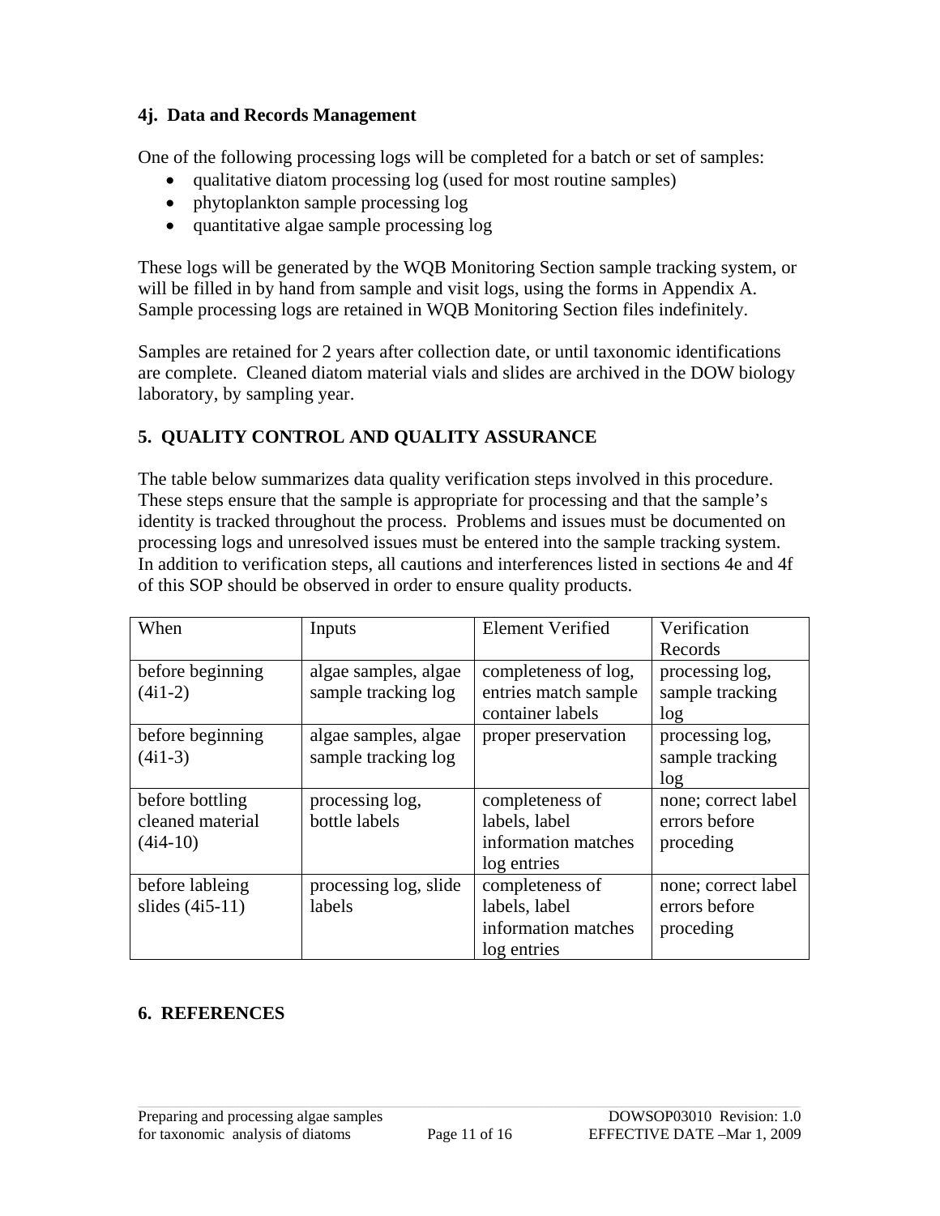### 4j. Data and Records Management

One of the following processing logs will be completed for a batch or set of samples:

- qualitative diatom processing log (used for most routine samples)
- phytoplankton sample processing log
- quantitative algae sample processing log

These logs will be generated by the WQB Monitoring Section sample tracking system, or will be filled in by hand from sample and visit logs, using the forms in Appendix A. Sample processing logs are retained in WQB Monitoring Section files indefinitely.

Samples are retained for 2 years after collection date, or until taxonomic identifications are complete. Cleaned diatom material vials and slides are archived in the DOW biology laboratory, by sampling year.

## 5. QUALITY CONTROL AND QUALITY ASSURANCE

The table below summarizes data quality verification steps involved in this procedure. These steps ensure that the sample is appropriate for processing and that the sample's identity is tracked throughout the process. Problems and issues must be documented on processing logs and unresolved issues must be entered into the sample tracking system. In addition to verification steps, all cautions and interferences listed in sections 4e and 4f of this SOP should be observed in order to ensure quality products.

| When | Inputs | Element Verified | Verification Records |
|---|---|---|---|
| before beginning (4i1-2) | algae samples, algae sample tracking log | completeness of log, entries match sample container labels | processing log, sample tracking log |
| before beginning (4i1-3) | algae samples, algae sample tracking log | proper preservation | processing log, sample tracking log |
| before bottling cleaned material (4i4-10) | processing log, bottle labels | completeness of labels, label information matches log entries | none; correct label errors before proceding |
| before lableing slides (4i5-11) | processing log, slide labels | completeness of labels, label information matches log entries | none; correct label errors before proceding |

## 6. REFERENCES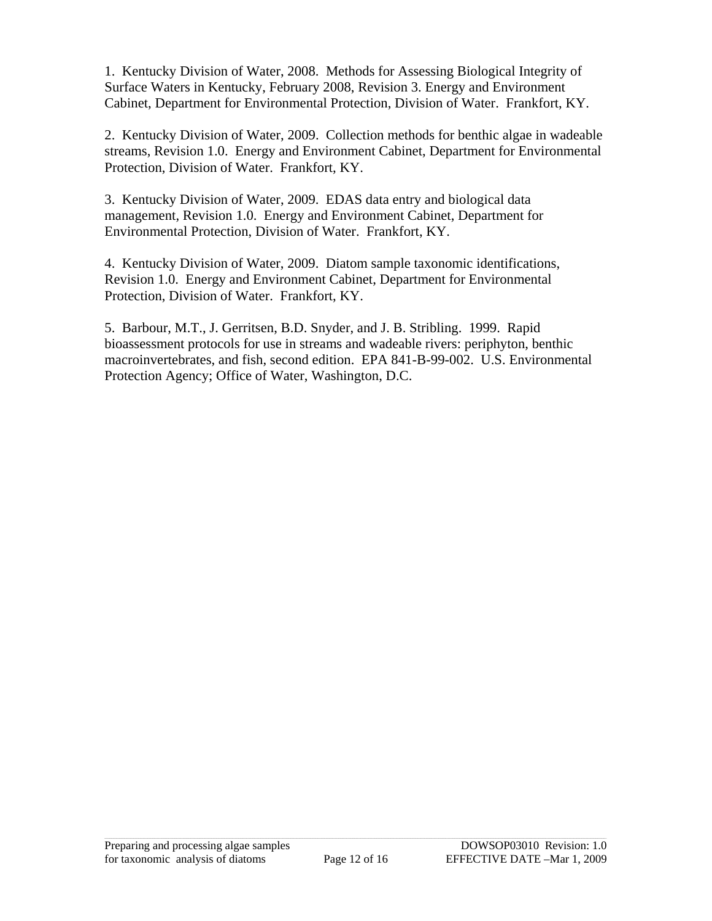1. Kentucky Division of Water, 2008. Methods for Assessing Biological Integrity of Surface Waters in Kentucky, February 2008, Revision 3. Energy and Environment Cabinet, Department for Environmental Protection, Division of Water. Frankfort, KY.

2. Kentucky Division of Water, 2009. Collection methods for benthic algae in wadeable streams, Revision 1.0. Energy and Environment Cabinet, Department for Environmental Protection, Division of Water. Frankfort, KY.

3. Kentucky Division of Water, 2009. EDAS data entry and biological data management, Revision 1.0. Energy and Environment Cabinet, Department for Environmental Protection, Division of Water. Frankfort, KY.

4. Kentucky Division of Water, 2009. Diatom sample taxonomic identifications, Revision 1.0. Energy and Environment Cabinet, Department for Environmental Protection, Division of Water. Frankfort, KY.

5. Barbour, M.T., J. Gerritsen, B.D. Snyder, and J. B. Stribling. 1999. Rapid bioassessment protocols for use in streams and wadeable rivers: periphyton, benthic macroinvertebrates, and fish, second edition. EPA 841-B-99-002. U.S. Environmental Protection Agency; Office of Water, Washington, D.C.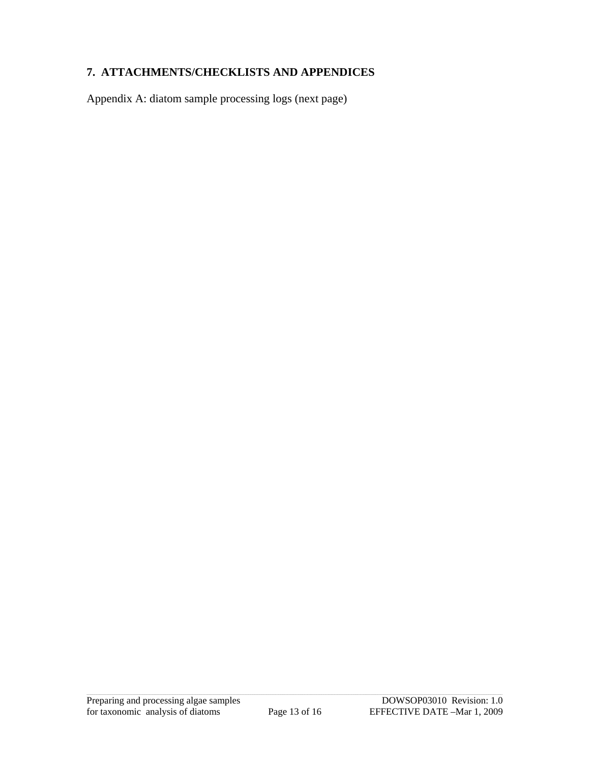## 7. ATTACHMENTS/CHECKLISTS AND APPENDICES

Appendix A: diatom sample processing logs (next page)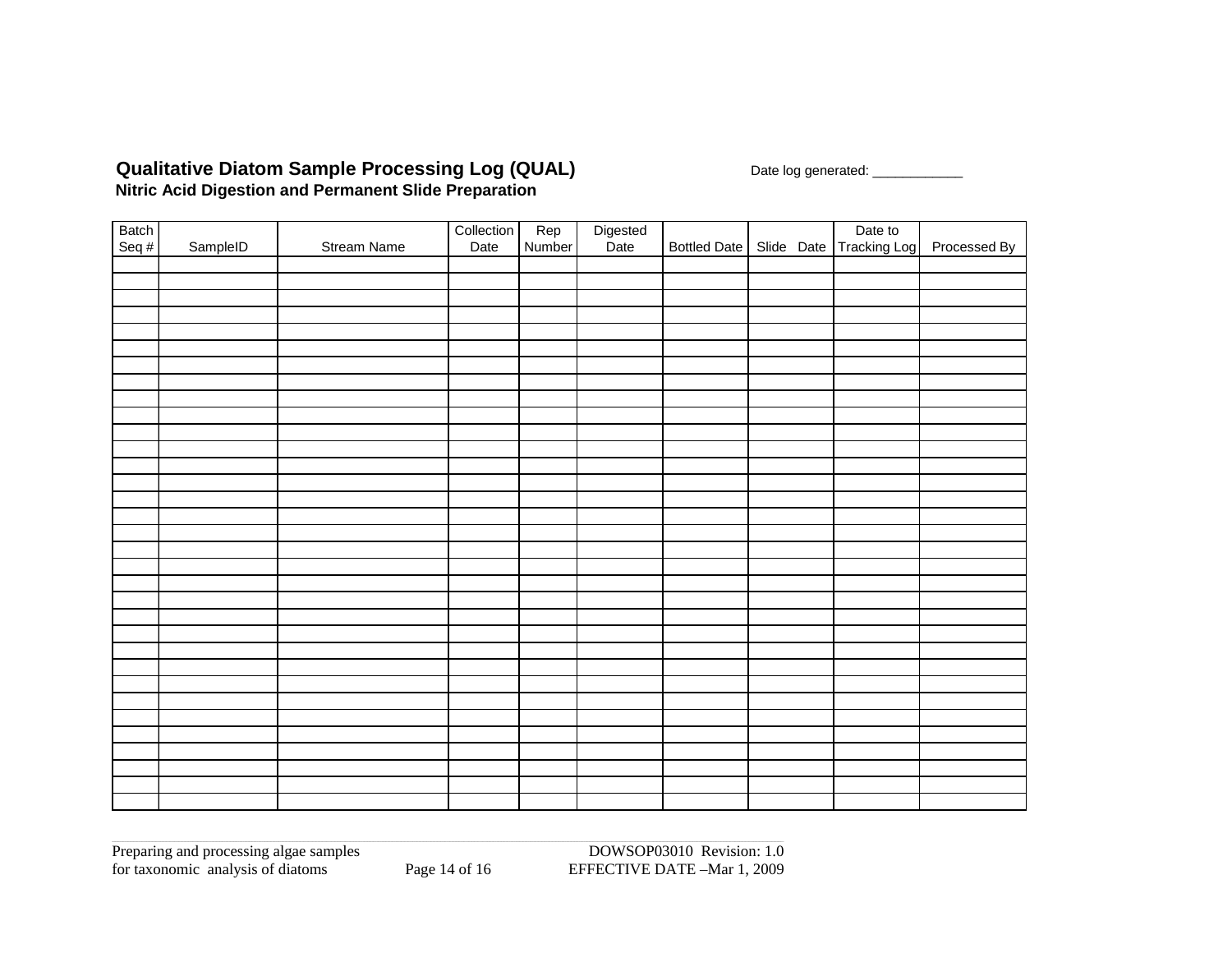**Qualitative Diatom Sample Processing Log (QUAL)**

**Nitric Acid Digestion and Permanent Slide Preparation**

Date log generated: ____________

| Batch Seq # | SampleID | Stream Name | Collection Date | Rep Number | Digested Date | Bottled Date | Slide Date | Date to Tracking Log | Processed By |
|---|---|---|---|---|---|---|---|---|---|
| | | | | | | | | | |
| | | | | | | | | | |
| | | | | | | | | | |
| | | | | | | | | | |
| | | | | | | | | | |
| | | | | | | | | | |
| | | | | | | | | | |
| | | | | | | | | | |
| | | | | | | | | | |
| | | | | | | | | | |
| | | | | | | | | | |
| | | | | | | | | | |
| | | | | | | | | | |
| | | | | | | | | | |
| | | | | | | | | | |
| | | | | | | | | | |
| | | | | | | | | | |
| | | | | | | | | | |
| | | | | | | | | | |
| | | | | | | | | | |
| | | | | | | | | | |
| | | | | | | | | | |
| | | | | | | | | | |
| | | | | | | | | | |
| | | | | | | | | | |
| | | | | | | | | | |
| | | | | | | | | | |
| | | | | | | | | | |
| | | | | | | | | | |
| | | | | | | | | | |
| | | | | | | | | | |
| | | | | | | | | | |
| | | | | | | | | | |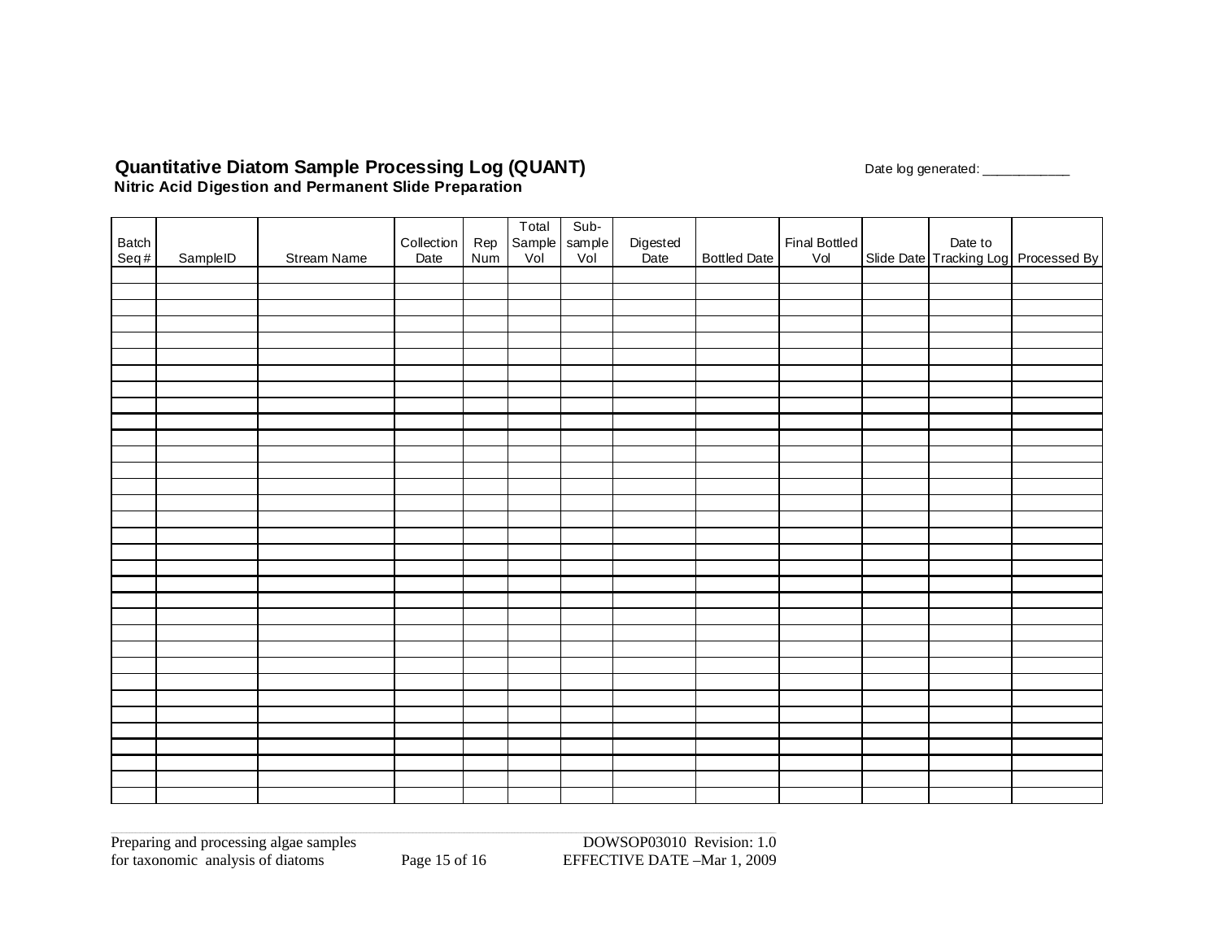**Quantitative Diatom Sample Processing Log (QUANT)**

**Nitric Acid Digestion and Permanent Slide Preparation**

Date log generated: ____________

| Batch Seq # | SampleID | Stream Name | Collection Date | Rep Num | Total Sample Vol | Sub-sample Vol | Digested Date | Bottled Date | Final Bottled Vol | Slide Date | Date to Tracking Log | Processed By |
|---|---|---|---|---|---|---|---|---|---|---|---|---|
| | | | | | | | | | | | | |
| | | | | | | | | | | | | |
| | | | | | | | | | | | | |
| | | | | | | | | | | | | |
| | | | | | | | | | | | | |
| | | | | | | | | | | | | |
| | | | | | | | | | | | | |
| | | | | | | | | | | | | |
| | | | | | | | | | | | | |
| | | | | | | | | | | | | |
| | | | | | | | | | | | | |
| | | | | | | | | | | | | |
| | | | | | | | | | | | | |
| | | | | | | | | | | | | |
| | | | | | | | | | | | | |
| | | | | | | | | | | | | |
| | | | | | | | | | | | | |
| | | | | | | | | | | | | |
| | | | | | | | | | | | | |
| | | | | | | | | | | | | |
| | | | | | | | | | | | | |
| | | | | | | | | | | | | |
| | | | | | | | | | | | | |
| | | | | | | | | | | | | |
| | | | | | | | | | | | | |
| | | | | | | | | | | | | |
| | | | | | | | | | | | | |
| | | | | | | | | | | | | |
| | | | | | | | | | | | | |
| | | | | | | | | | | | | |
| | | | | | | | | | | | | |
| | | | | | | | | | | | | |
| | | | | | | | | | | | | |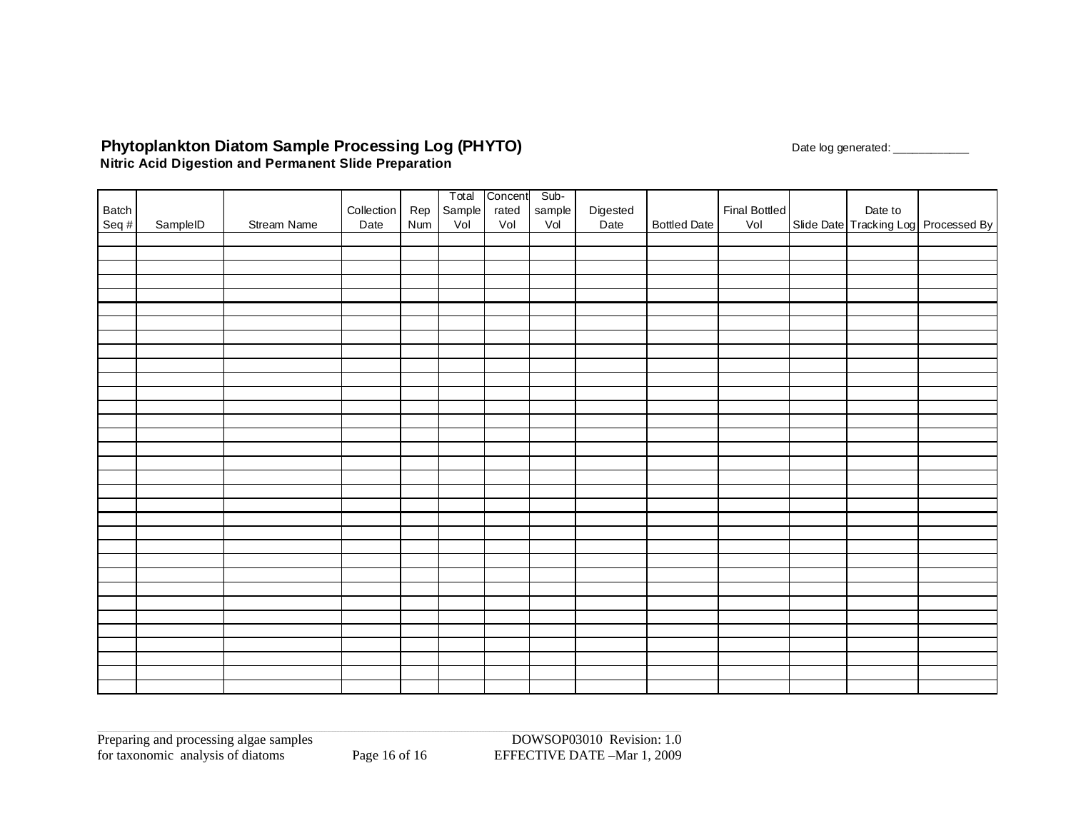**Phytoplankton Diatom Sample Processing Log (PHYTO)**

**Nitric Acid Digestion and Permanent Slide Preparation**

Date log generated: ____________

| Batch Seq # | SampleID | Stream Name | Collection Date | Rep Num | Total Sample Vol | Concentrated Vol | Sub-sample Vol | Digested Date | Bottled Date | Final Bottled Vol | Slide Date | Date to Tracking Log | Processed By |
|---|---|---|---|---|---|---|---|---|---|---|---|---|---|
| | | | | | | | | | | | | | |
| | | | | | | | | | | | | | |
| | | | | | | | | | | | | | |
| | | | | | | | | | | | | | |
| | | | | | | | | | | | | | |
| | | | | | | | | | | | | | |
| | | | | | | | | | | | | | |
| | | | | | | | | | | | | | |
| | | | | | | | | | | | | | |
| | | | | | | | | | | | | | |
| | | | | | | | | | | | | | |
| | | | | | | | | | | | | | |
| | | | | | | | | | | | | | |
| | | | | | | | | | | | | | |
| | | | | | | | | | | | | | |
| | | | | | | | | | | | | | |
| | | | | | | | | | | | | | |
| | | | | | | | | | | | | | |
| | | | | | | | | | | | | | |
| | | | | | | | | | | | | | |
| | | | | | | | | | | | | | |
| | | | | | | | | | | | | | |
| | | | | | | | | | | | | | |
| | | | | | | | | | | | | | |
| | | | | | | | | | | | | | |
| | | | | | | | | | | | | | |
| | | | | | | | | | | | | | |
| | | | | | | | | | | | | | |
| | | | | | | | | | | | | | |
| | | | | | | | | | | | | | |
| | | | | | | | | | | | | | |
| | | | | | | | | | | | | | |
| | | | | | | | | | | | | | |